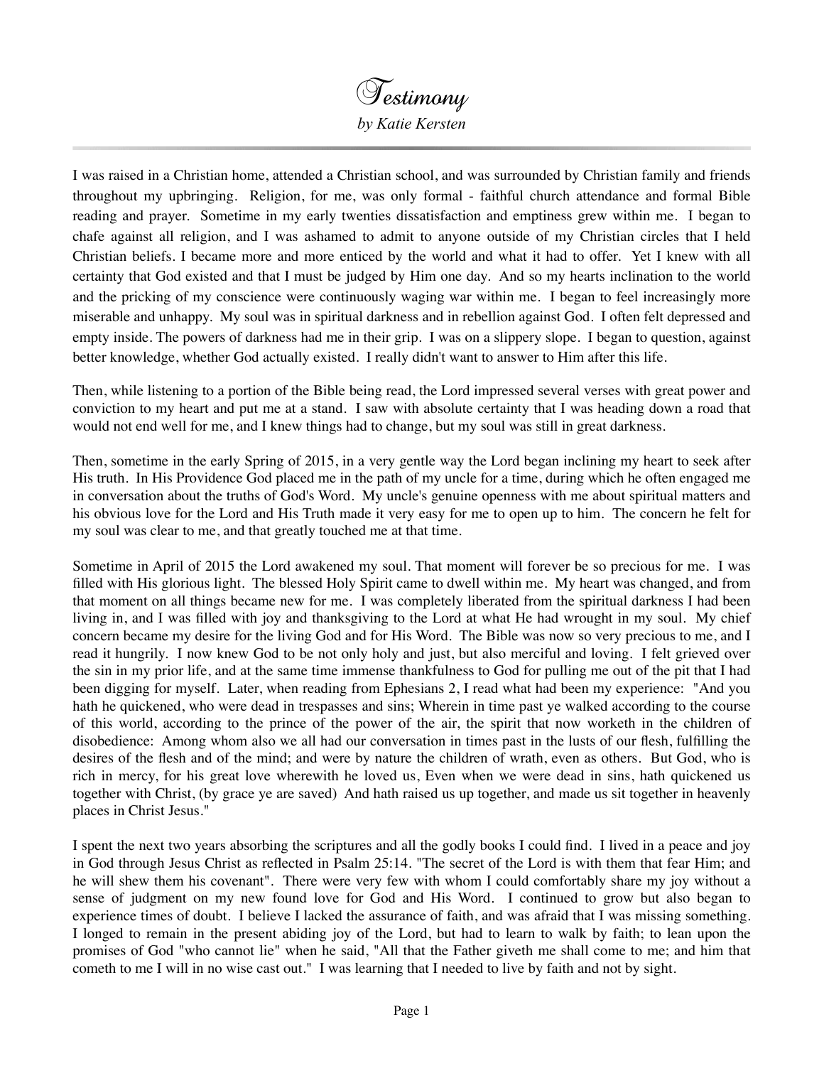# Testimony

*by Katie Kersten*

---

I was raised in a Christian home, attended a Christian school, and was surrounded by Christian family and friends throughout my upbringing. Religion, for me, was only formal - faithful church attendance and formal Bible reading and prayer. Sometime in my early twenties dissatisfaction and emptiness grew within me. I began to chafe against all religion, and I was ashamed to admit to anyone outside of my Christian circles that I held Christian beliefs. I became more and more enticed by the world and what it had to offer. Yet I knew with all certainty that God existed and that I must be judged by Him one day. And so my hearts inclination to the world and the pricking of my conscience were continuously waging war within me. I began to feel increasingly more miserable and unhappy. My soul was in spiritual darkness and in rebellion against God. I often felt depressed and empty inside. The powers of darkness had me in their grip. I was on a slippery slope. I began to question, against better knowledge, whether God actually existed. I really didn't want to answer to Him after this life.

Then, while listening to a portion of the Bible being read, the Lord impressed several verses with great power and conviction to my heart and put me at a stand. I saw with absolute certainty that I was heading down a road that would not end well for me, and I knew things had to change, but my soul was still in great darkness.

Then, sometime in the early Spring of 2015, in a very gentle way the Lord began inclining my heart to seek after His truth. In His Providence God placed me in the path of my uncle for a time, during which he often engaged me in conversation about the truths of God's Word. My uncle's genuine openness with me about spiritual matters and his obvious love for the Lord and His Truth made it very easy for me to open up to him. The concern he felt for my soul was clear to me, and that greatly touched me at that time.

Sometime in April of 2015 the Lord awakened my soul. That moment will forever be so precious for me. I was filled with His glorious light. The blessed Holy Spirit came to dwell within me. My heart was changed, and from that moment on all things became new for me. I was completely liberated from the spiritual darkness I had been living in, and I was filled with joy and thanksgiving to the Lord at what He had wrought in my soul. My chief concern became my desire for the living God and for His Word. The Bible was now so very precious to me, and I read it hungrily. I now knew God to be not only holy and just, but also merciful and loving. I felt grieved over the sin in my prior life, and at the same time immense thankfulness to God for pulling me out of the pit that I had been digging for myself. Later, when reading from Ephesians 2, I read what had been my experience: "And you hath he quickened, who were dead in trespasses and sins; Wherein in time past ye walked according to the course of this world, according to the prince of the power of the air, the spirit that now worketh in the children of disobedience: Among whom also we all had our conversation in times past in the lusts of our flesh, fulfilling the desires of the flesh and of the mind; and were by nature the children of wrath, even as others. But God, who is rich in mercy, for his great love wherewith he loved us, Even when we were dead in sins, hath quickened us together with Christ, (by grace ye are saved) And hath raised us up together, and made us sit together in heavenly places in Christ Jesus."

I spent the next two years absorbing the scriptures and all the godly books I could find. I lived in a peace and joy in God through Jesus Christ as reflected in Psalm 25:14. "The secret of the Lord is with them that fear Him; and he will shew them his covenant". There were very few with whom I could comfortably share my joy without a sense of judgment on my new found love for God and His Word. I continued to grow but also began to experience times of doubt. I believe I lacked the assurance of faith, and was afraid that I was missing something. I longed to remain in the present abiding joy of the Lord, but had to learn to walk by faith; to lean upon the promises of God "who cannot lie" when he said, "All that the Father giveth me shall come to me; and him that cometh to me I will in no wise cast out." I was learning that I needed to live by faith and not by sight.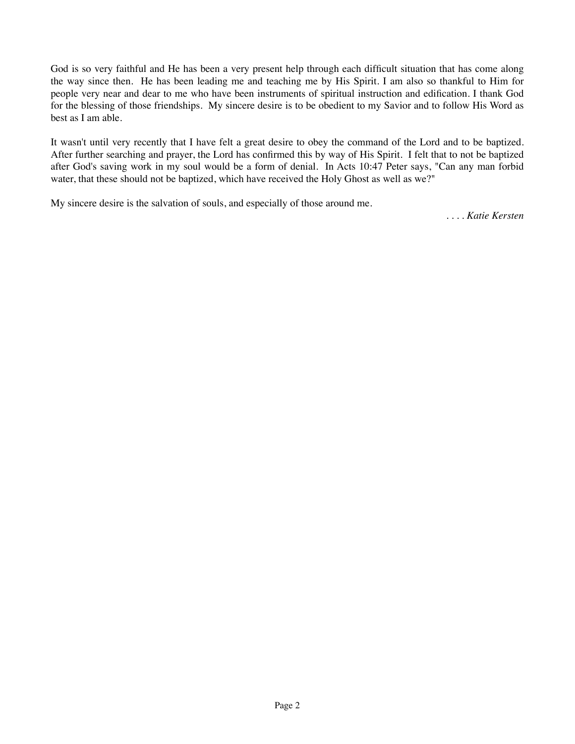God is so very faithful and He has been a very present help through each difficult situation that has come along the way since then. He has been leading me and teaching me by His Spirit. I am also so thankful to Him for people very near and dear to me who have been instruments of spiritual instruction and edification. I thank God for the blessing of those friendships. My sincere desire is to be obedient to my Savior and to follow His Word as best as I am able.

It wasn't until very recently that I have felt a great desire to obey the command of the Lord and to be baptized. After further searching and prayer, the Lord has confirmed this by way of His Spirit. I felt that to not be baptized after God's saving work in my soul would be a form of denial. In Acts 10:47 Peter says, "Can any man forbid water, that these should not be baptized, which have received the Holy Ghost as well as we?"

My sincere desire is the salvation of souls, and especially of those around me.

*. . . . Katie Kersten*